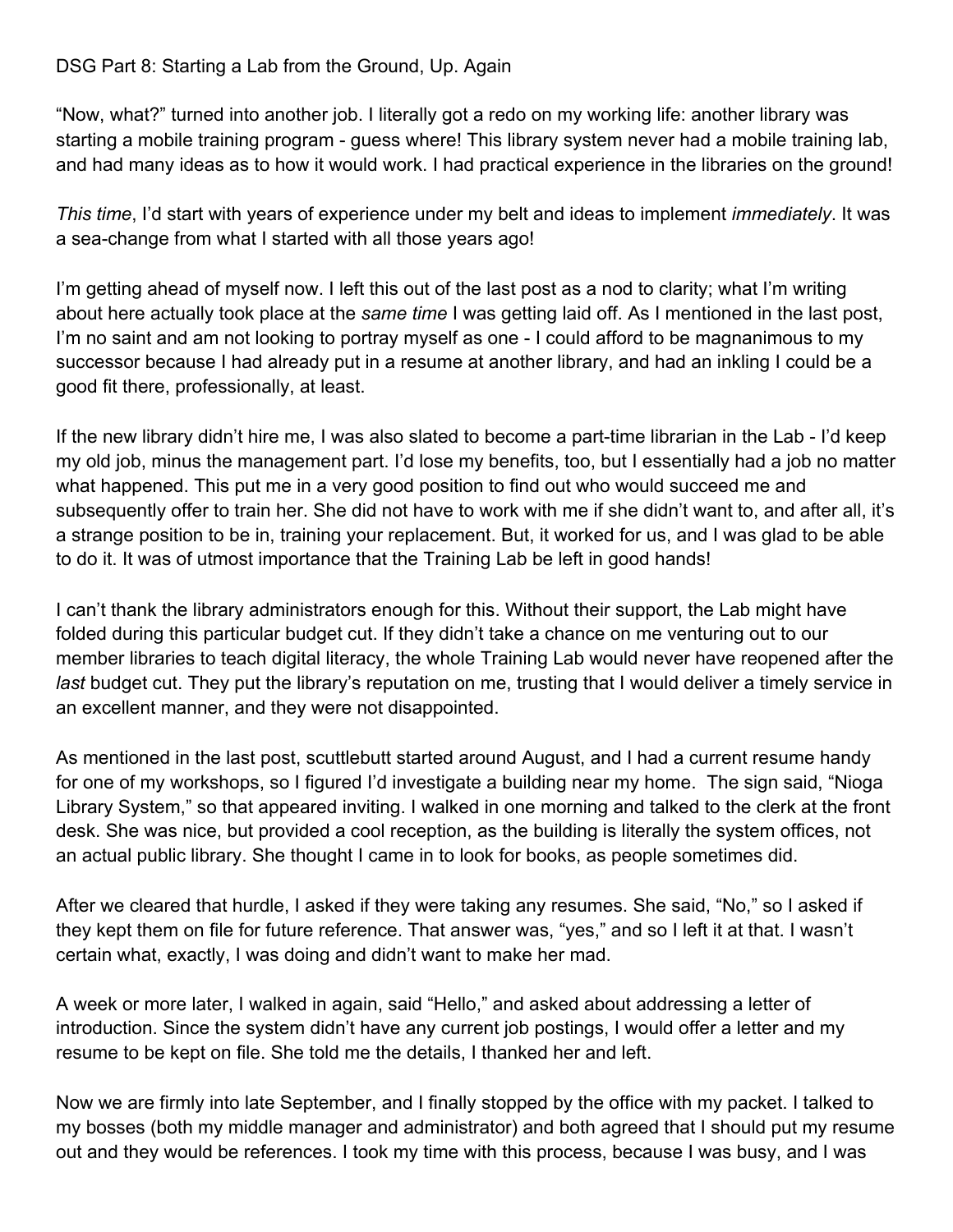# DSG Part 8: Starting a Lab from the Ground, Up. Again

"Now, what?" turned into another job. I literally got a redo on my working life: another library was starting a mobile training program - guess where! This library system never had a mobile training lab, and had many ideas as to how it would work. I had practical experience in the libraries on the ground!

*This time*, I'd start with years of experience under my belt and ideas to implement *immediately*. It was a sea-change from what I started with all those years ago!

I'm getting ahead of myself now. I left this out of the last post as a nod to clarity; what I'm writing about here actually took place at the *same time* I was getting laid off. As I mentioned in the last post, I'm no saint and am not looking to portray myself as one - I could afford to be magnanimous to my successor because I had already put in a resume at another library, and had an inkling I could be a good fit there, professionally, at least.

If the new library didn't hire me, I was also slated to become a part-time librarian in the Lab - I'd keep my old job, minus the management part. I'd lose my benefits, too, but I essentially had a job no matter what happened. This put me in a very good position to find out who would succeed me and subsequently offer to train her. She did not have to work with me if she didn't want to, and after all, it's a strange position to be in, training your replacement. But, it worked for us, and I was glad to be able to do it. It was of utmost importance that the Training Lab be left in good hands!

I can't thank the library administrators enough for this. Without their support, the Lab might have folded during this particular budget cut. If they didn't take a chance on me venturing out to our member libraries to teach digital literacy, the whole Training Lab would never have reopened after the *last* budget cut. They put the library's reputation on me, trusting that I would deliver a timely service in an excellent manner, and they were not disappointed.

As mentioned in the last post, scuttlebutt started around August, and I had a current resume handy for one of my workshops, so I figured I'd investigate a building near my home. The sign said, "Nioga Library System," so that appeared inviting. I walked in one morning and talked to the clerk at the front desk. She was nice, but provided a cool reception, as the building is literally the system offices, not an actual public library. She thought I came in to look for books, as people sometimes did.

After we cleared that hurdle, I asked if they were taking any resumes. She said, "No," so I asked if they kept them on file for future reference. That answer was, "yes," and so I left it at that. I wasn't certain what, exactly, I was doing and didn't want to make her mad.

A week or more later, I walked in again, said "Hello," and asked about addressing a letter of introduction. Since the system didn't have any current job postings, I would offer a letter and my resume to be kept on file. She told me the details, I thanked her and left.

Now we are firmly into late September, and I finally stopped by the office with my packet. I talked to my bosses (both my middle manager and administrator) and both agreed that I should put my resume out and they would be references. I took my time with this process, because I was busy, and I was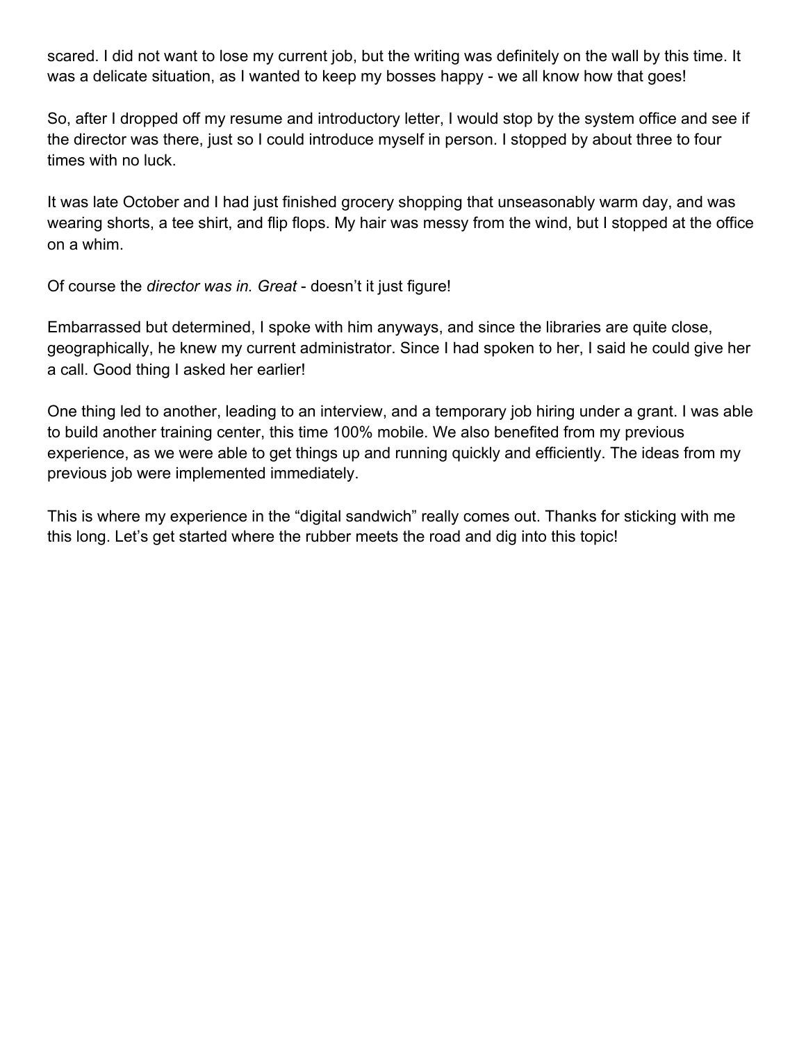scared. I did not want to lose my current job, but the writing was definitely on the wall by this time. It was a delicate situation, as I wanted to keep my bosses happy - we all know how that goes!

So, after I dropped off my resume and introductory letter, I would stop by the system office and see if the director was there, just so I could introduce myself in person. I stopped by about three to four times with no luck.

It was late October and I had just finished grocery shopping that unseasonably warm day, and was wearing shorts, a tee shirt, and flip flops. My hair was messy from the wind, but I stopped at the office on a whim.

Of course the *director was in. Great* - doesn't it just figure!

Embarrassed but determined, I spoke with him anyways, and since the libraries are quite close, geographically, he knew my current administrator. Since I had spoken to her, I said he could give her a call. Good thing I asked her earlier!

One thing led to another, leading to an interview, and a temporary job hiring under a grant. I was able to build another training center, this time 100% mobile. We also benefited from my previous experience, as we were able to get things up and running quickly and efficiently. The ideas from my previous job were implemented immediately.

This is where my experience in the "digital sandwich" really comes out. Thanks for sticking with me this long. Let's get started where the rubber meets the road and dig into this topic!